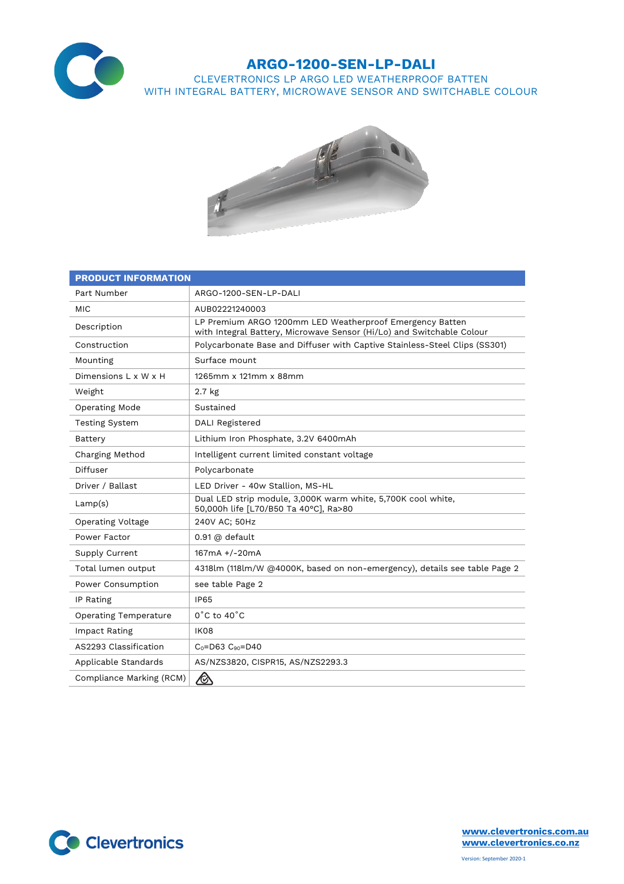# ARGO-1200-SEN-LP-DALI

CLEVERTRONICS LP ARGO LED WEATHERPROOF BATTEN
WITH INTEGRAL BATTERY, MICROWAVE SENSOR AND SWITCHABLE COLOUR

| PRODUCT INFORMATION | |
|---|---|
| Part Number | ARGO-1200-SEN-LP-DALI |
| MIC | AUB02221240003 |
| Description | LP Premium ARGO 1200mm LED Weatherproof Emergency Batten with Integral Battery, Microwave Sensor (Hi/Lo) and Switchable Colour |
| Construction | Polycarbonate Base and Diffuser with Captive Stainless-Steel Clips (SS301) |
| Mounting | Surface mount |
| Dimensions L x W x H | 1265mm x 121mm x 88mm |
| Weight | 2.7 kg |
| Operating Mode | Sustained |
| Testing System | DALI Registered |
| Battery | Lithium Iron Phosphate, 3.2V 6400mAh |
| Charging Method | Intelligent current limited constant voltage |
| Diffuser | Polycarbonate |
| Driver / Ballast | LED Driver - 40w Stallion, MS-HL |
| Lamp(s) | Dual LED strip module, 3,000K warm white, 5,700K cool white, 50,000h life [L70/B50 Ta 40°C], Ra>80 |
| Operating Voltage | 240V AC; 50Hz |
| Power Factor | 0.91 @ default |
| Supply Current | 167mA +/-20mA |
| Total lumen output | 4318lm (118lm/W @4000K, based on non-emergency), details see table Page 2 |
| Power Consumption | see table Page 2 |
| IP Rating | IP65 |
| Operating Temperature | 0˚C to 40˚C |
| Impact Rating | IK08 |
| AS2293 Classification | $C_0$=D63 $C_{90}$=D40 |
| Applicable Standards | AS/NZS3820, CISPR15, AS/NZS2293.3 |
| Compliance Marking (RCM) | |

Clevertronics

www.clevertronics.com.au
www.clevertronics.co.nz

Version: September 2020-1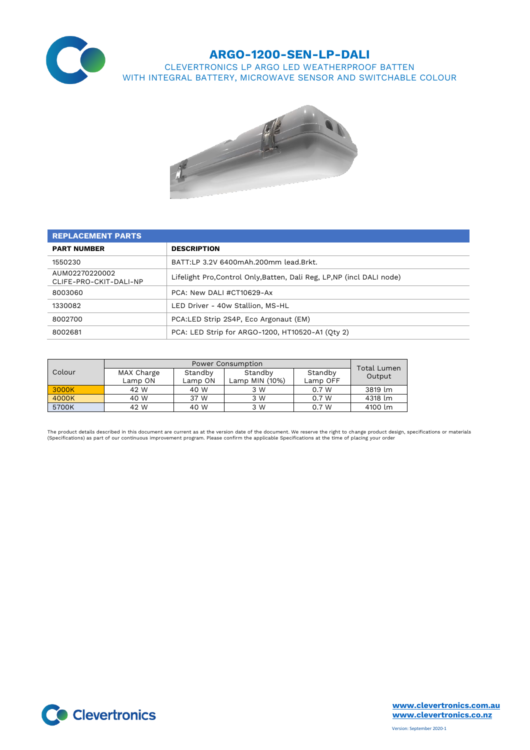# ARGO-1200-SEN-LP-DALI

CLEVERTRONICS LP ARGO LED WEATHERPROOF BATTEN
WITH INTEGRAL BATTERY, MICROWAVE SENSOR AND SWITCHABLE COLOUR

| REPLACEMENT PARTS | |
|---|---|
| **PART NUMBER** | **DESCRIPTION** |
| 1550230 | BATT:LP 3.2V 6400mAh.200mm lead.Brkt. |
| AUM02270220002<br>CLIFE-PRO-CKIT-DALI-NP | Lifelight Pro,Control Only,Batten, Dali Reg, LP,NP (incl DALI node) |
| 8003060 | PCA: New DALI #CT10629-Ax |
| 1330082 | LED Driver - 40w Stallion, MS-HL |
| 8002700 | PCA:LED Strip 2S4P, Eco Argonaut (EM) |
| 8002681 | PCA: LED Strip for ARGO-1200, HT10520-A1 (Qty 2) |

| Colour | Power Consumption | | | | Total Lumen Output |
|---|---|---|---|---|---|
| | MAX Charge Lamp ON | Standby Lamp ON | Standby Lamp MIN (10%) | Standby Lamp OFF | |
| 3000K | 42 W | 40 W | 3 W | 0.7 W | 3819 lm |
| 4000K | 40 W | 37 W | 3 W | 0.7 W | 4318 lm |
| 5700K | 42 W | 40 W | 3 W | 0.7 W | 4100 lm |

The product details described in this document are current as at the version date of the document. We reserve the right to change product design, specifications or materials (Specifications) as part of our continuous improvement program. Please confirm the applicable Specifications at the time of placing your order

Clevertronics

www.clevertronics.com.au
www.clevertronics.co.nz

Version: September 2020-1